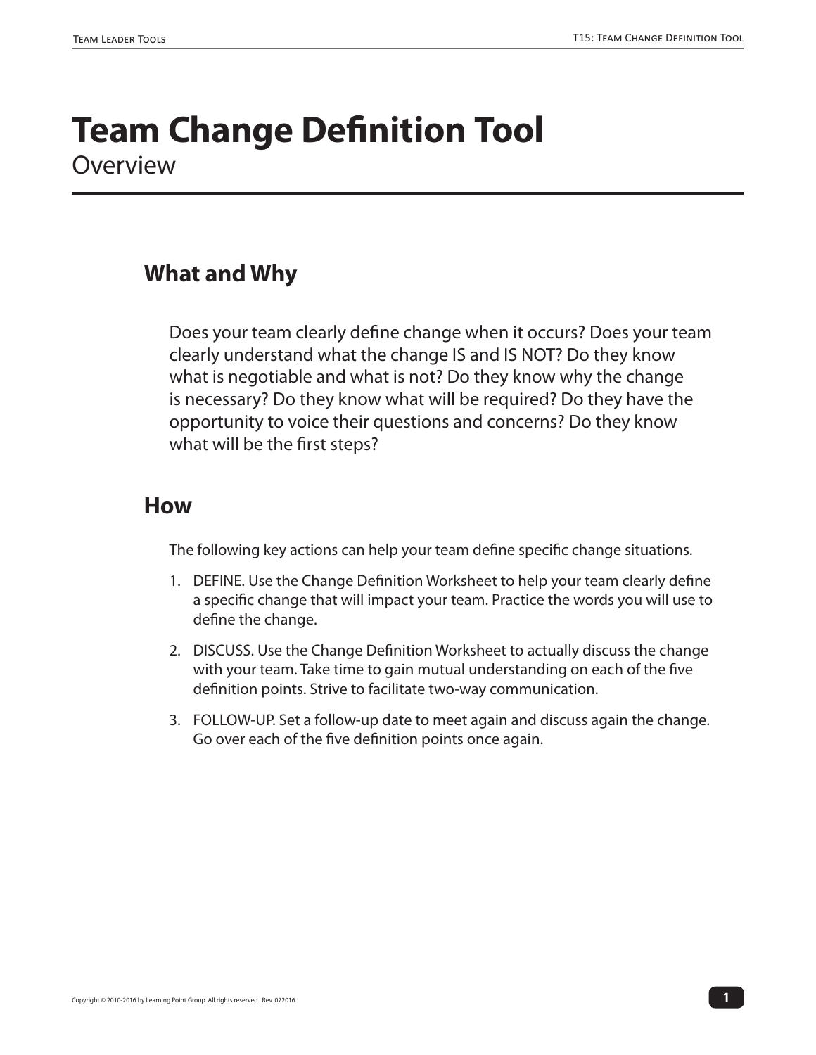# Team Change Definition Tool

Overview

## What and Why

Does your team clearly define change when it occurs? Does your team clearly understand what the change IS and IS NOT? Do they know what is negotiable and what is not? Do they know why the change is necessary? Do they know what will be required? Do they have the opportunity to voice their questions and concerns? Do they know what will be the first steps?

## How

The following key actions can help your team define specific change situations.

1. DEFINE. Use the Change Definition Worksheet to help your team clearly define a specific change that will impact your team. Practice the words you will use to define the change.
2. DISCUSS. Use the Change Definition Worksheet to actually discuss the change with your team. Take time to gain mutual understanding on each of the five definition points. Strive to facilitate two-way communication.
3. FOLLOW-UP. Set a follow-up date to meet again and discuss again the change. Go over each of the five definition points once again.

Copyright © 2010-2016 by Learning Point Group. All rights reserved. Rev. 072016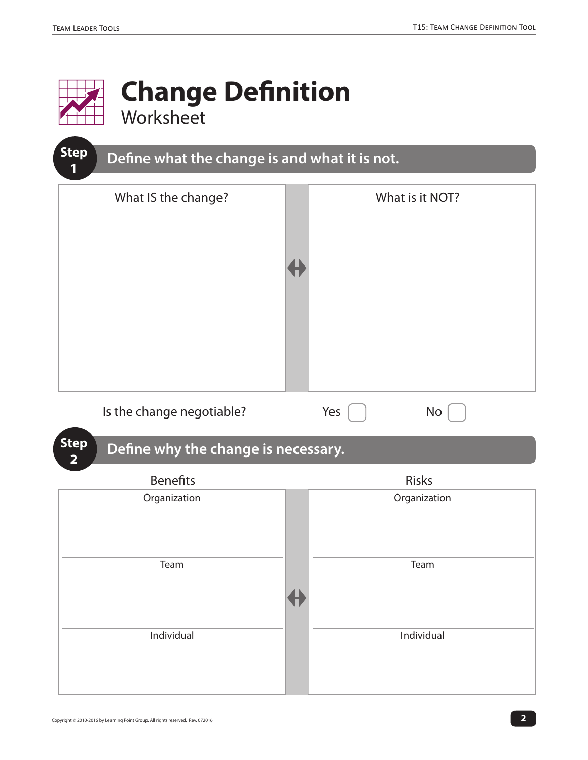# Change Definition

## Worksheet

### Step 1 — Define what the change is and what it is not.

| What IS the change? | What is it NOT? |
| --- | --- |
| | |

Is the change negotiable? Yes ☐ No ☐

### Step 2 — Define why the change is necessary.

| Benefits | Risks |
| --- | --- |
| Organization | Organization |
| Team | Team |
| Individual | Individual |

Copyright © 2010-2016 by Learning Point Group. All rights reserved. Rev. 072016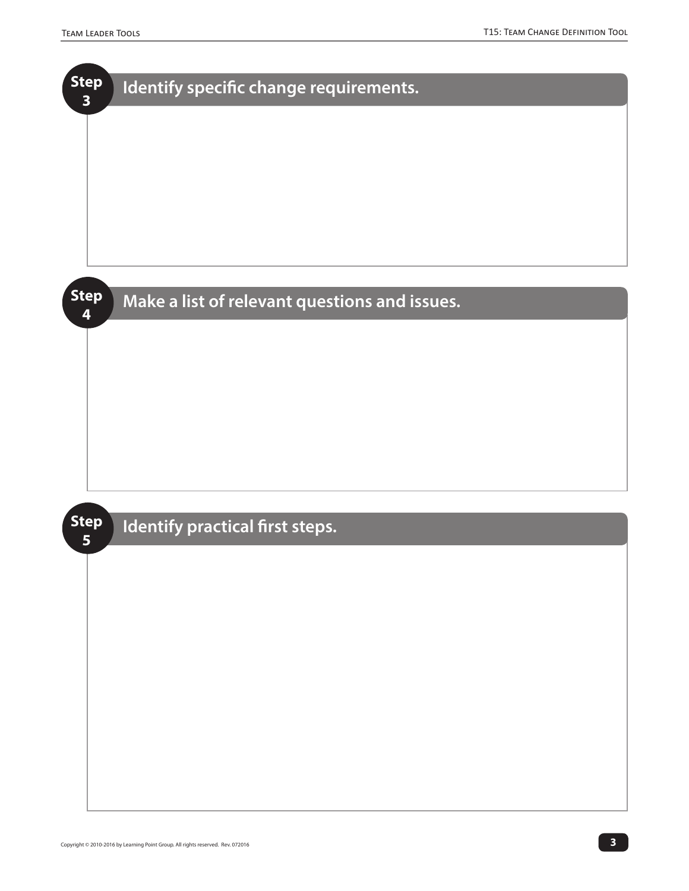## Step 3 Identify specific change requirements.

## Step 4 Make a list of relevant questions and issues.

## Step 5 Identify practical first steps.

Copyright © 2010-2016 by Learning Point Group. All rights reserved. Rev. 072016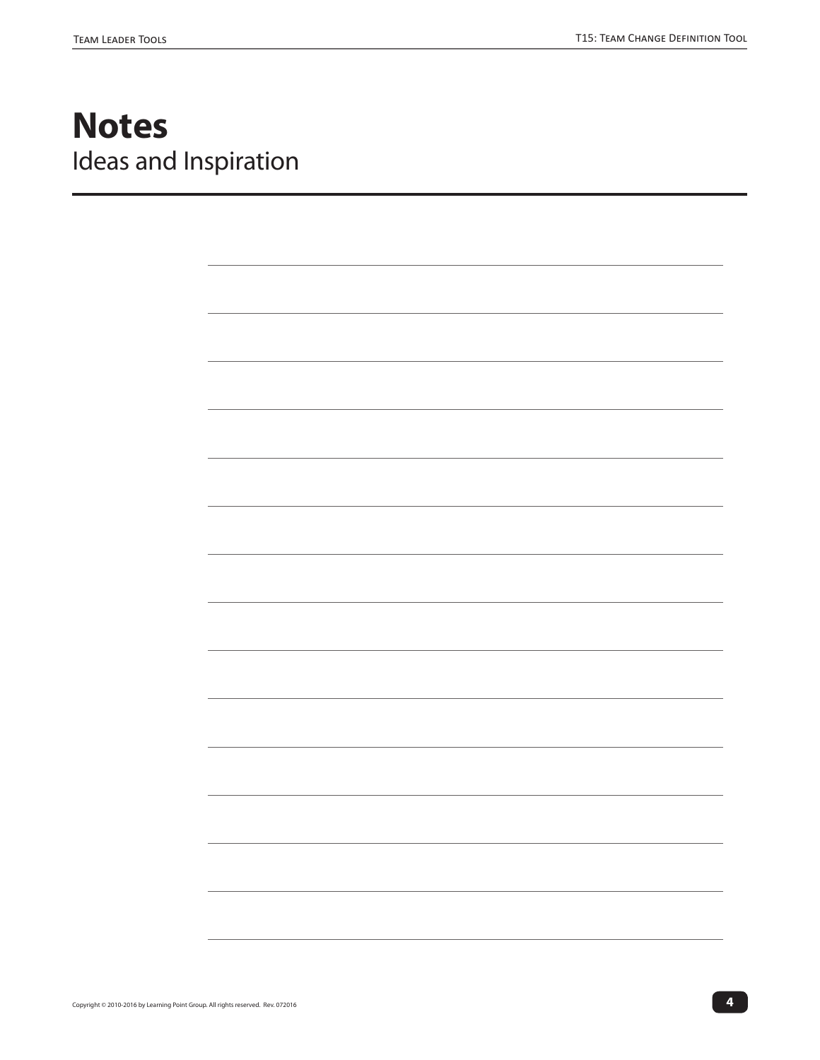# Notes

Ideas and Inspiration